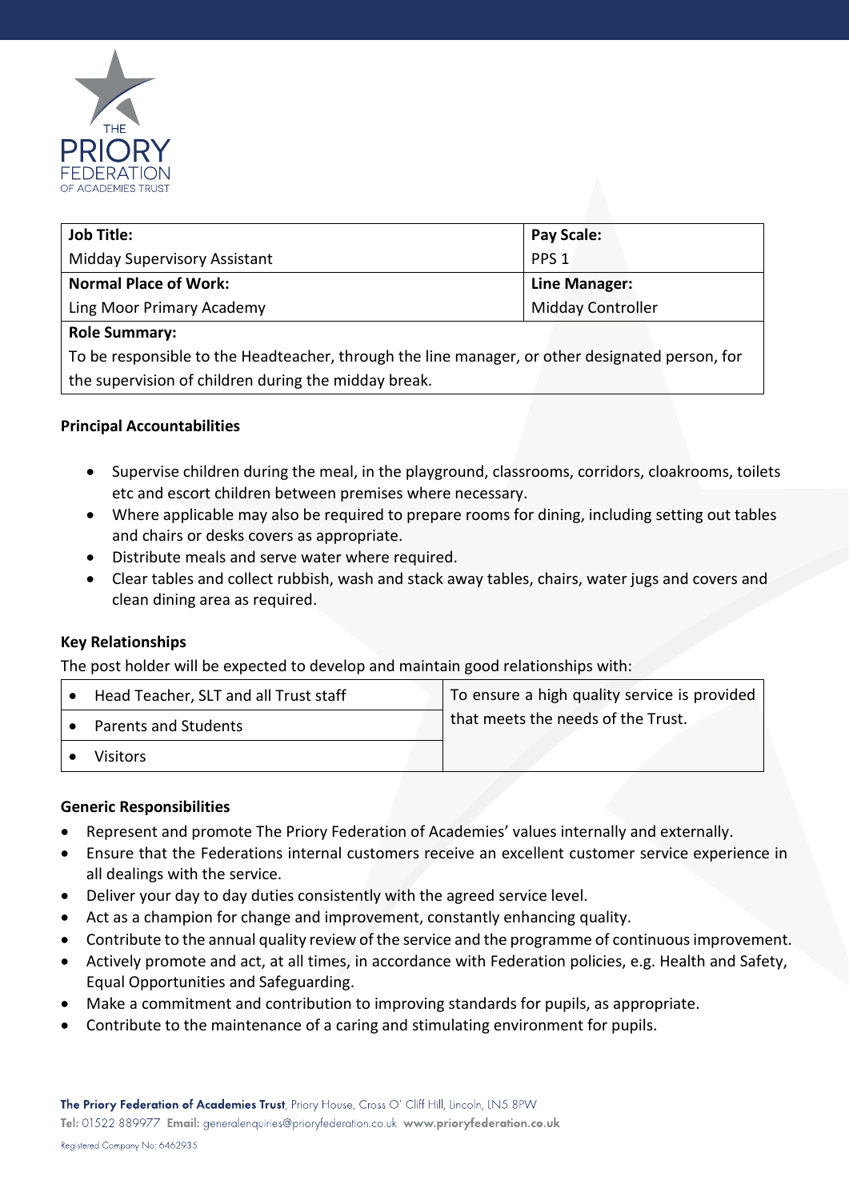| Job Title: | Pay Scale: |
|---|---|
| Midday Supervisory Assistant | PPS 1 |
| **Normal Place of Work:** | **Line Manager:** |
| Ling Moor Primary Academy | Midday Controller |
| **Role Summary:** | |
| To be responsible to the Headteacher, through the line manager, or other designated person, for the supervision of children during the midday break. | |

**Principal Accountabilities**

- Supervise children during the meal, in the playground, classrooms, corridors, cloakrooms, toilets etc and escort children between premises where necessary.
- Where applicable may also be required to prepare rooms for dining, including setting out tables and chairs or desks covers as appropriate.
- Distribute meals and serve water where required.
- Clear tables and collect rubbish, wash and stack away tables, chairs, water jugs and covers and clean dining area as required.

**Key Relationships**

The post holder will be expected to develop and maintain good relationships with:

| | |
|---|---|
| • Head Teacher, SLT and all Trust staff | To ensure a high quality service is provided that meets the needs of the Trust. |
| • Parents and Students | |
| • Visitors | |

**Generic Responsibilities**

- Represent and promote The Priory Federation of Academies' values internally and externally.
- Ensure that the Federations internal customers receive an excellent customer service experience in all dealings with the service.
- Deliver your day to day duties consistently with the agreed service level.
- Act as a champion for change and improvement, constantly enhancing quality.
- Contribute to the annual quality review of the service and the programme of continuous improvement.
- Actively promote and act, at all times, in accordance with Federation policies, e.g. Health and Safety, Equal Opportunities and Safeguarding.
- Make a commitment and contribution to improving standards for pupils, as appropriate.
- Contribute to the maintenance of a caring and stimulating environment for pupils.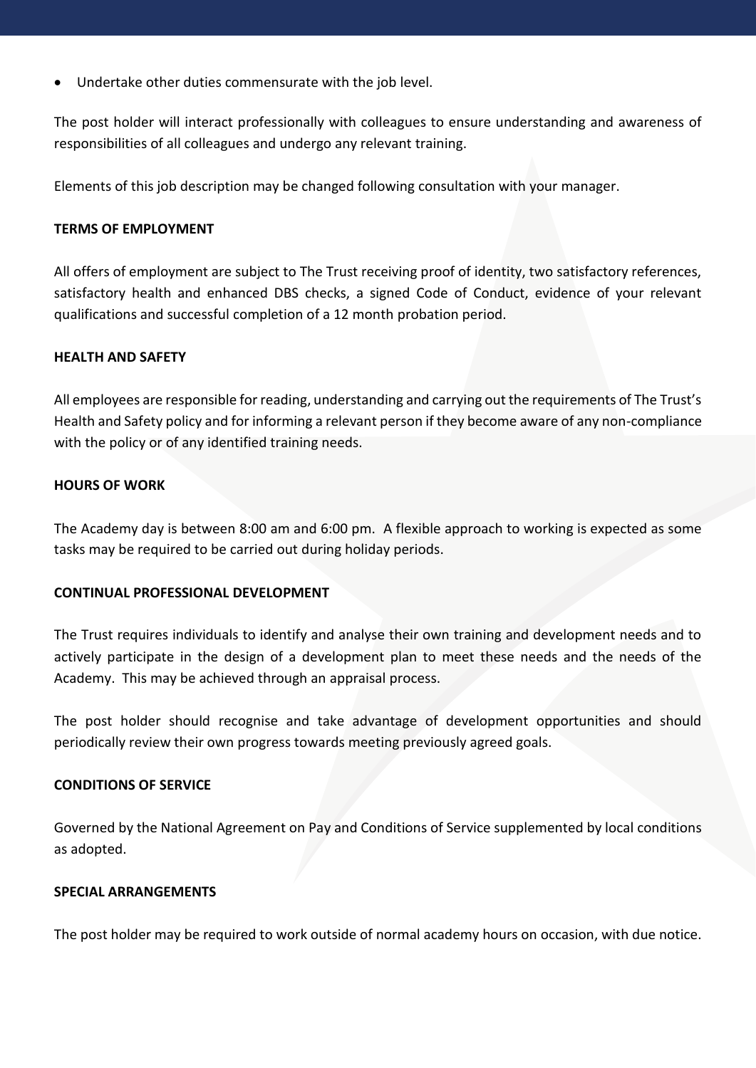- Undertake other duties commensurate with the job level.

The post holder will interact professionally with colleagues to ensure understanding and awareness of responsibilities of all colleagues and undergo any relevant training.

Elements of this job description may be changed following consultation with your manager.

**TERMS OF EMPLOYMENT**

All offers of employment are subject to The Trust receiving proof of identity, two satisfactory references, satisfactory health and enhanced DBS checks, a signed Code of Conduct, evidence of your relevant qualifications and successful completion of a 12 month probation period.

**HEALTH AND SAFETY**

All employees are responsible for reading, understanding and carrying out the requirements of The Trust's Health and Safety policy and for informing a relevant person if they become aware of any non-compliance with the policy or of any identified training needs.

**HOURS OF WORK**

The Academy day is between 8:00 am and 6:00 pm. A flexible approach to working is expected as some tasks may be required to be carried out during holiday periods.

**CONTINUAL PROFESSIONAL DEVELOPMENT**

The Trust requires individuals to identify and analyse their own training and development needs and to actively participate in the design of a development plan to meet these needs and the needs of the Academy. This may be achieved through an appraisal process.

The post holder should recognise and take advantage of development opportunities and should periodically review their own progress towards meeting previously agreed goals.

**CONDITIONS OF SERVICE**

Governed by the National Agreement on Pay and Conditions of Service supplemented by local conditions as adopted.

**SPECIAL ARRANGEMENTS**

The post holder may be required to work outside of normal academy hours on occasion, with due notice.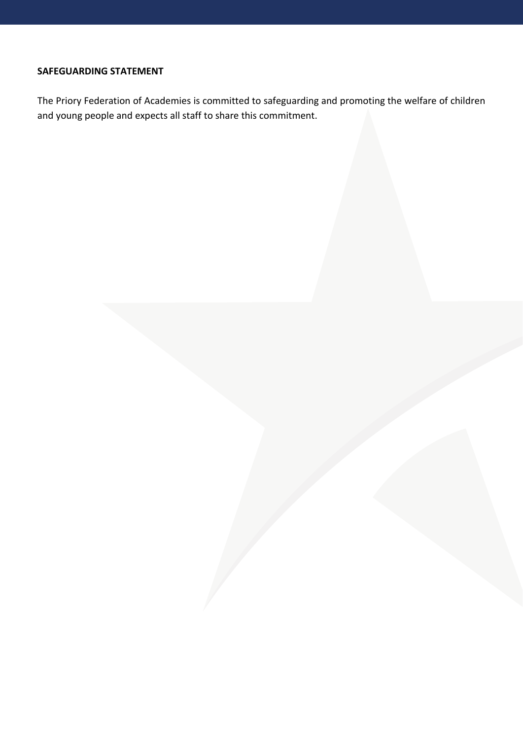**SAFEGUARDING STATEMENT**

The Priory Federation of Academies is committed to safeguarding and promoting the welfare of children and young people and expects all staff to share this commitment.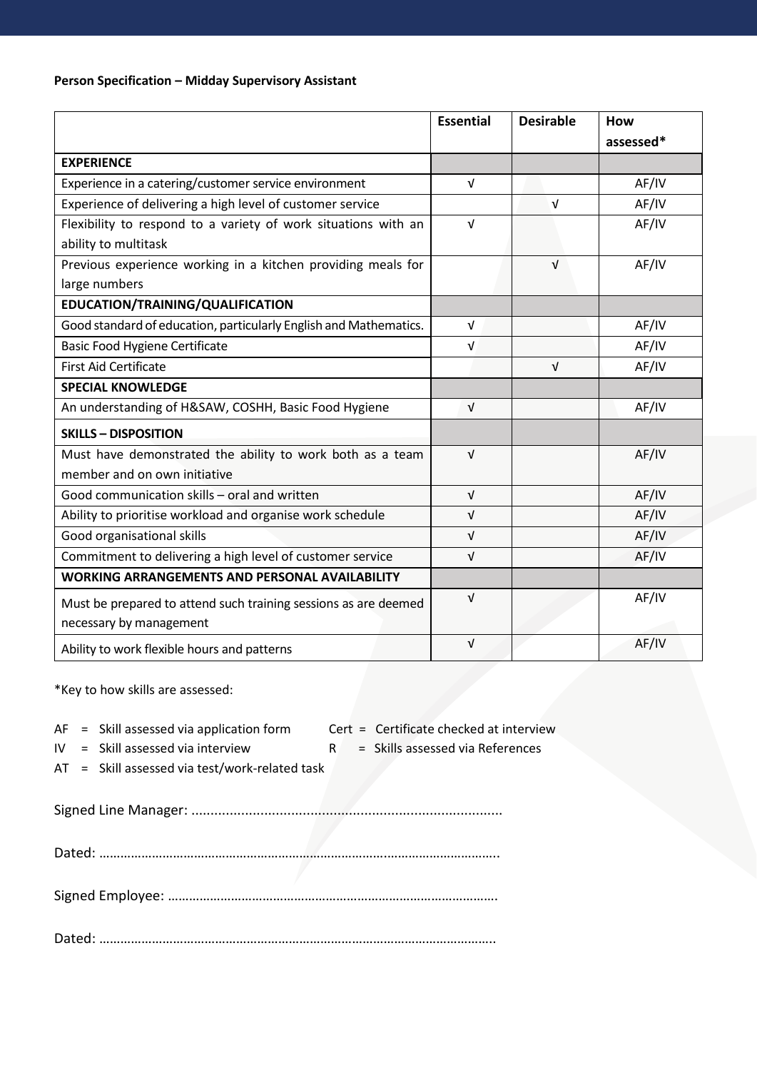**Person Specification – Midday Supervisory Assistant**

| | Essential | Desirable | How assessed* |
|---|---|---|---|
| **EXPERIENCE** | | | |
| Experience in a catering/customer service environment | √ | | AF/IV |
| Experience of delivering a high level of customer service | | √ | AF/IV |
| Flexibility to respond to a variety of work situations with an ability to multitask | √ | | AF/IV |
| Previous experience working in a kitchen providing meals for large numbers | | √ | AF/IV |
| **EDUCATION/TRAINING/QUALIFICATION** | | | |
| Good standard of education, particularly English and Mathematics. | √ | | AF/IV |
| Basic Food Hygiene Certificate | √ | | AF/IV |
| First Aid Certificate | | √ | AF/IV |
| **SPECIAL KNOWLEDGE** | | | |
| An understanding of H&SAW, COSHH, Basic Food Hygiene | √ | | AF/IV |
| **SKILLS – DISPOSITION** | | | |
| Must have demonstrated the ability to work both as a team member and on own initiative | √ | | AF/IV |
| Good communication skills – oral and written | √ | | AF/IV |
| Ability to prioritise workload and organise work schedule | √ | | AF/IV |
| Good organisational skills | √ | | AF/IV |
| Commitment to delivering a high level of customer service | √ | | AF/IV |
| **WORKING ARRANGEMENTS AND PERSONAL AVAILABILITY** | | | |
| Must be prepared to attend such training sessions as are deemed necessary by management | √ | | AF/IV |
| Ability to work flexible hours and patterns | √ | | AF/IV |

*Key to how skills are assessed:

AF = Skill assessed via application form
IV = Skill assessed via interview
AT = Skill assessed via test/work-related task
Cert = Certificate checked at interview
R = Skills assessed via References

Signed Line Manager: ..................................................................................

Dated: …………………………………………………………………………………………………..

Signed Employee: ………………………………………………………………………………….

Dated: ………………………………………………………………………………………………….